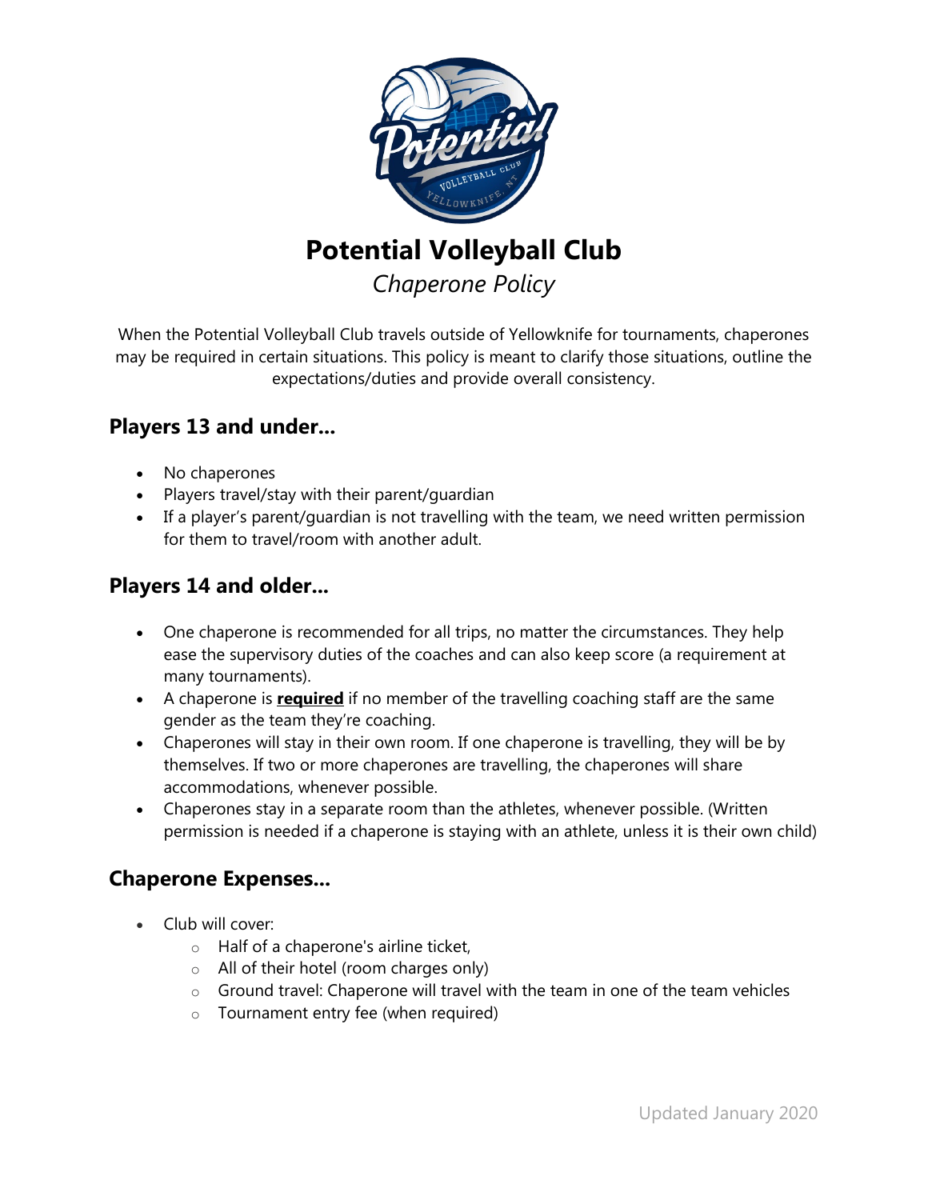# Potential Volleyball Club

*Chaperone Policy*

When the Potential Volleyball Club travels outside of Yellowknife for tournaments, chaperones may be required in certain situations. This policy is meant to clarify those situations, outline the expectations/duties and provide overall consistency.

## Players 13 and under…

- No chaperones
- Players travel/stay with their parent/guardian
- If a player's parent/guardian is not travelling with the team, we need written permission for them to travel/room with another adult.

## Players 14 and older…

- One chaperone is recommended for all trips, no matter the circumstances. They help ease the supervisory duties of the coaches and can also keep score (a requirement at many tournaments).
- A chaperone is <u>**required**</u> if no member of the travelling coaching staff are the same gender as the team they're coaching.
- Chaperones will stay in their own room. If one chaperone is travelling, they will be by themselves. If two or more chaperones are travelling, the chaperones will share accommodations, whenever possible.
- Chaperones stay in a separate room than the athletes, whenever possible. (Written permission is needed if a chaperone is staying with an athlete, unless it is their own child)

## Chaperone Expenses…

- Club will cover:
  - Half of a chaperone's airline ticket,
  - All of their hotel (room charges only)
  - Ground travel: Chaperone will travel with the team in one of the team vehicles
  - Tournament entry fee (when required)

Updated January 2020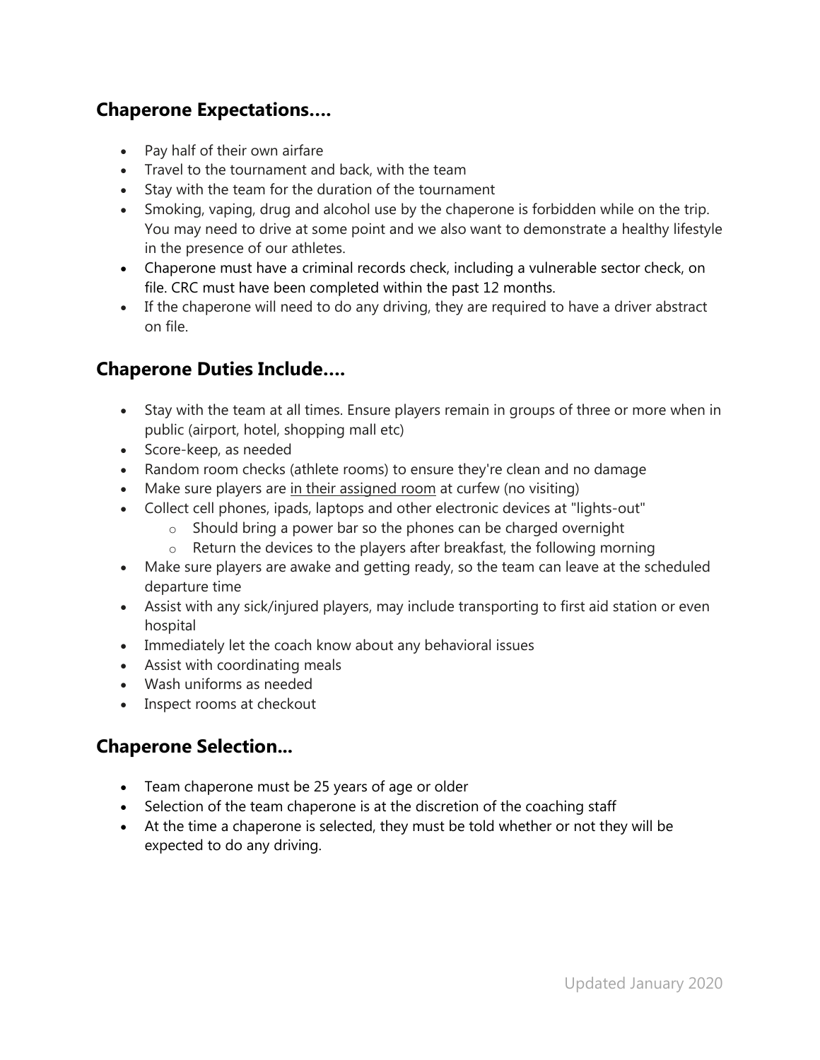## Chaperone Expectations….

- Pay half of their own airfare
- Travel to the tournament and back, with the team
- Stay with the team for the duration of the tournament
- Smoking, vaping, drug and alcohol use by the chaperone is forbidden while on the trip. You may need to drive at some point and we also want to demonstrate a healthy lifestyle in the presence of our athletes.
- Chaperone must have a criminal records check, including a vulnerable sector check, on file. CRC must have been completed within the past 12 months.
- If the chaperone will need to do any driving, they are required to have a driver abstract on file.

## Chaperone Duties Include….

- Stay with the team at all times. Ensure players remain in groups of three or more when in public (airport, hotel, shopping mall etc)
- Score-keep, as needed
- Random room checks (athlete rooms) to ensure they're clean and no damage
- Make sure players are <u>in their assigned room</u> at curfew (no visiting)
- Collect cell phones, ipads, laptops and other electronic devices at "lights-out"
    - Should bring a power bar so the phones can be charged overnight
    - Return the devices to the players after breakfast, the following morning
- Make sure players are awake and getting ready, so the team can leave at the scheduled departure time
- Assist with any sick/injured players, may include transporting to first aid station or even hospital
- Immediately let the coach know about any behavioral issues
- Assist with coordinating meals
- Wash uniforms as needed
- Inspect rooms at checkout

## Chaperone Selection...

- Team chaperone must be 25 years of age or older
- Selection of the team chaperone is at the discretion of the coaching staff
- At the time a chaperone is selected, they must be told whether or not they will be expected to do any driving.

Updated January 2020